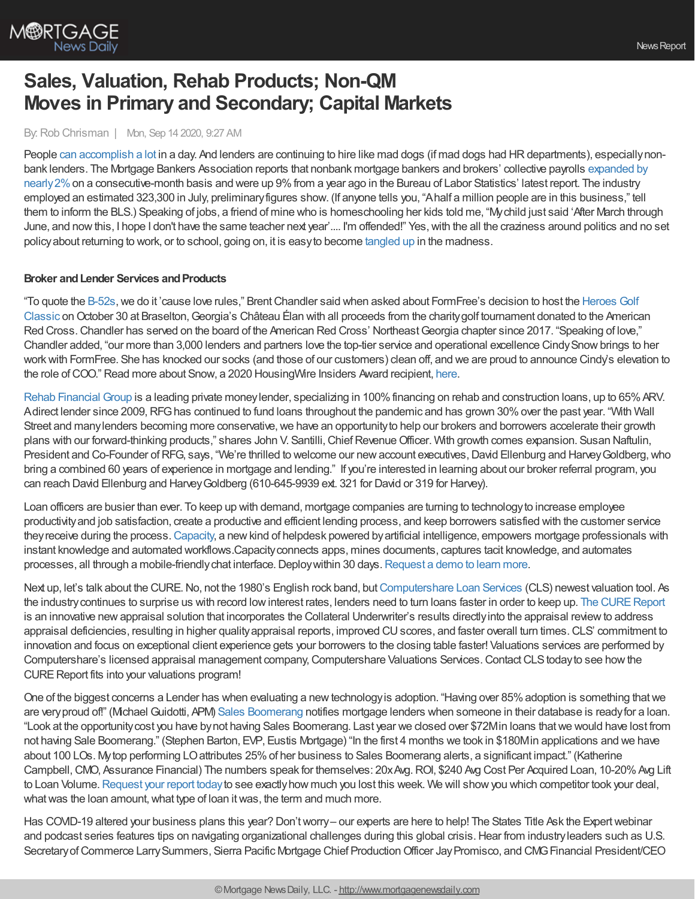# Sales, Valuation, Rehab Products; Non-QM Moves in Primary and Secondary; Capital Markets

By: Rob Chrisman | Mon, Sep 14 2020, 9:27 AM

People can accomplish a lot in a day. And lenders are continuing to hire like mad dogs (if mad dogs had HR departments), especially non-bank lenders. The Mortgage Bankers Association reports that nonbank mortgage bankers and brokers' collective payrolls expanded by nearly 2% on a consecutive-month basis and were up 9% from a year ago in the Bureau of Labor Statistics' latest report. The industry employed an estimated 323,300 in July, preliminary figures show. (If anyone tells you, "A half a million people are in this business," tell them to inform the BLS.) Speaking of jobs, a friend of mine who is homeschooling her kids told me, "My child just said 'After March through June, and now this, I hope I don't have the same teacher next year'.... I'm offended!" Yes, with the all the craziness around politics and no set policy about returning to work, or to school, going on, it is easy to become tangled up in the madness.

**Broker and Lender Services and Products**

"To quote the B-52s, we do it 'cause love rules," Brent Chandler said when asked about FormFree's decision to host the Heroes Golf Classic on October 30 at Braselton, Georgia's Château Élan with all proceeds from the charity golf tournament donated to the American Red Cross. Chandler has served on the board of the American Red Cross' Northeast Georgia chapter since 2017. "Speaking of love," Chandler added, "our more than 3,000 lenders and partners love the top-tier service and operational excellence Cindy Snow brings to her work with FormFree. She has knocked our socks (and those of our customers) clean off, and we are proud to announce Cindy's elevation to the role of COO." Read more about Snow, a 2020 HousingWire Insiders Award recipient, here.

Rehab Financial Group is a leading private money lender, specializing in 100% financing on rehab and construction loans, up to 65% ARV. A direct lender since 2009, RFG has continued to fund loans throughout the pandemic and has grown 30% over the past year. "With Wall Street and many lenders becoming more conservative, we have an opportunity to help our brokers and borrowers accelerate their growth plans with our forward-thinking products," shares John V. Santilli, Chief Revenue Officer. With growth comes expansion. Susan Naftulin, President and Co-Founder of RFG, says, "We're thrilled to welcome our new account executives, David Ellenburg and Harvey Goldberg, who bring a combined 60 years of experience in mortgage and lending." If you're interested in learning about our broker referral program, you can reach David Ellenburg and Harvey Goldberg (610-645-9939 ext. 321 for David or 319 for Harvey).

Loan officers are busier than ever. To keep up with demand, mortgage companies are turning to technology to increase employee productivity and job satisfaction, create a productive and efficient lending process, and keep borrowers satisfied with the customer service they receive during the process. Capacity, a new kind of helpdesk powered by artificial intelligence, empowers mortgage professionals with instant knowledge and automated workflows.Capacity connects apps, mines documents, captures tacit knowledge, and automates processes, all through a mobile-friendly chat interface. Deploy within 30 days. Request a demo to learn more.

Next up, let's talk about the CURE. No, not the 1980's English rock band, but Computershare Loan Services (CLS) newest valuation tool. As the industry continues to surprise us with record low interest rates, lenders need to turn loans faster in order to keep up. The CURE Report is an innovative new appraisal solution that incorporates the Collateral Underwriter's results directly into the appraisal review to address appraisal deficiencies, resulting in higher quality appraisal reports, improved CU scores, and faster overall turn times. CLS' commitment to innovation and focus on exceptional client experience gets your borrowers to the closing table faster! Valuations services are performed by Computershare's licensed appraisal management company, Computershare Valuations Services. Contact CLS today to see how the CURE Report fits into your valuations program!

One of the biggest concerns a Lender has when evaluating a new technology is adoption. "Having over 85% adoption is something that we are very proud of!" (Michael Guidotti, APM) Sales Boomerang notifies mortgage lenders when someone in their database is ready for a loan. "Look at the opportunity cost you have by not having Sales Boomerang. Last year we closed over $72M in loans that we would have lost from not having Sale Boomerang." (Stephen Barton, EVP, Eustis Mortgage) "In the first 4 months we took in $180M in applications and we have about 100 LOs. My top performing LO attributes 25% of her business to Sales Boomerang alerts, a significant impact." (Katherine Campbell, CMO, Assurance Financial) The numbers speak for themselves: 20x Avg. ROI, $240 Avg Cost Per Acquired Loan, 10-20% Avg Lift to Loan Volume. Request your report today to see exactly how much you lost this week. We will show you which competitor took your deal, what was the loan amount, what type of loan it was, the term and much more.

Has COVID-19 altered your business plans this year? Don't worry – our experts are here to help! The States Title Ask the Expert webinar and podcast series features tips on navigating organizational challenges during this global crisis. Hear from industry leaders such as U.S. Secretary of Commerce Larry Summers, Sierra Pacific Mortgage Chief Production Officer Jay Promisco, and CMG Financial President/CEO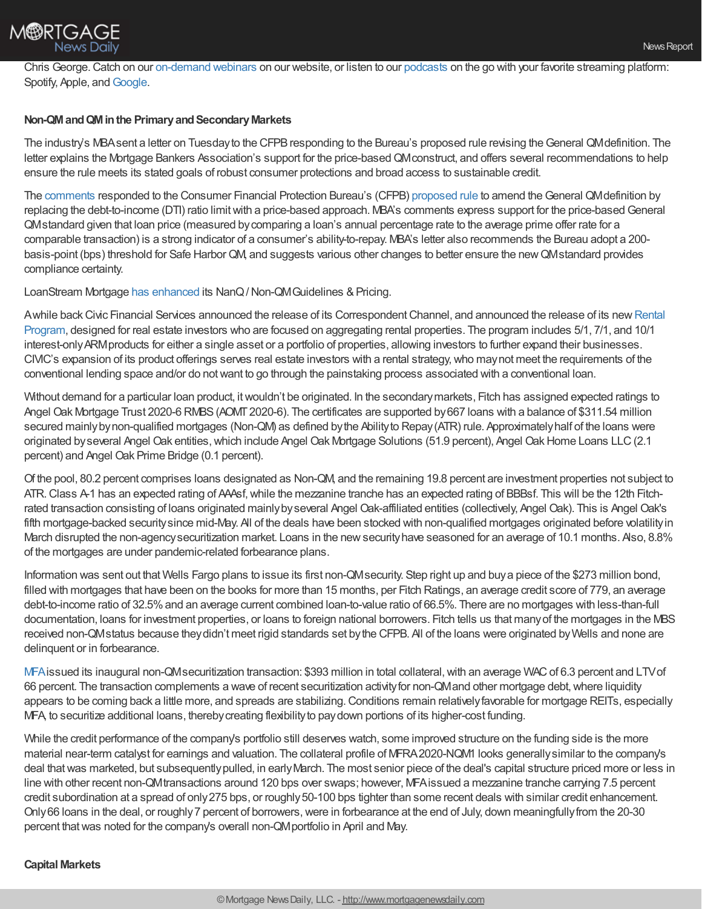Chris George. Catch on our on-demand webinars on our website, or listen to our podcasts on the go with your favorite streaming platform: Spotify, Apple, and Google.

**Non-QM and QM in the Primary and Secondary Markets**

The industry's MBA sent a letter on Tuesday to the CFPB responding to the Bureau's proposed rule revising the General QM definition. The letter explains the Mortgage Bankers Association's support for the price-based QM construct, and offers several recommendations to help ensure the rule meets its stated goals of robust consumer protections and broad access to sustainable credit.

The comments responded to the Consumer Financial Protection Bureau's (CFPB) proposed rule to amend the General QM definition by replacing the debt-to-income (DTI) ratio limit with a price-based approach. MBA's comments express support for the price-based General QM standard given that loan price (measured by comparing a loan's annual percentage rate to the average prime offer rate for a comparable transaction) is a strong indicator of a consumer's ability-to-repay. MBA's letter also recommends the Bureau adopt a 200-basis-point (bps) threshold for Safe Harbor QM, and suggests various other changes to better ensure the new QM standard provides compliance certainty.

LoanStream Mortgage has enhanced its NanQ / Non-QM Guidelines & Pricing.

A while back Civic Financial Services announced the release of its Correspondent Channel, and announced the release of its new Rental Program, designed for real estate investors who are focused on aggregating rental properties. The program includes 5/1, 7/1, and 10/1 interest-only ARM products for either a single asset or a portfolio of properties, allowing investors to further expand their businesses. CIVIC's expansion of its product offerings serves real estate investors with a rental strategy, who may not meet the requirements of the conventional lending space and/or do not want to go through the painstaking process associated with a conventional loan.

Without demand for a particular loan product, it wouldn't be originated. In the secondary markets, Fitch has assigned expected ratings to Angel Oak Mortgage Trust 2020-6 RMBS (AOMT 2020-6). The certificates are supported by 667 loans with a balance of $311.54 million secured mainly by non-qualified mortgages (Non-QM) as defined by the Ability to Repay (ATR) rule. Approximately half of the loans were originated by several Angel Oak entities, which include Angel Oak Mortgage Solutions (51.9 percent), Angel Oak Home Loans LLC (2.1 percent) and Angel Oak Prime Bridge (0.1 percent).

Of the pool, 80.2 percent comprises loans designated as Non-QM, and the remaining 19.8 percent are investment properties not subject to ATR. Class A-1 has an expected rating of AAAsf, while the mezzanine tranche has an expected rating of BBBsf. This will be the 12th Fitch-rated transaction consisting of loans originated mainly by several Angel Oak-affiliated entities (collectively, Angel Oak). This is Angel Oak's fifth mortgage-backed security since mid-May. All of the deals have been stocked with non-qualified mortgages originated before volatility in March disrupted the non-agency securitization market. Loans in the new security have seasoned for an average of 10.1 months. Also, 8.8% of the mortgages are under pandemic-related forbearance plans.

Information was sent out that Wells Fargo plans to issue its first non-QM security. Step right up and buy a piece of the $273 million bond, filled with mortgages that have been on the books for more than 15 months, per Fitch Ratings, an average credit score of 779, an average debt-to-income ratio of 32.5% and an average current combined loan-to-value ratio of 66.5%. There are no mortgages with less-than-full documentation, loans for investment properties, or loans to foreign national borrowers. Fitch tells us that many of the mortgages in the MBS received non-QM status because they didn't meet rigid standards set by the CFPB. All of the loans were originated by Wells and none are delinquent or in forbearance.

MFA issued its inaugural non-QM securitization transaction: $393 million in total collateral, with an average WAC of 6.3 percent and LTV of 66 percent. The transaction complements a wave of recent securitization activity for non-QM and other mortgage debt, where liquidity appears to be coming back a little more, and spreads are stabilizing. Conditions remain relatively favorable for mortgage REITs, especially MFA, to securitize additional loans, thereby creating flexibility to pay down portions of its higher-cost funding.

While the credit performance of the company's portfolio still deserves watch, some improved structure on the funding side is the more material near-term catalyst for earnings and valuation. The collateral profile of MFRA 2020-NQM1 looks generally similar to the company's deal that was marketed, but subsequently pulled, in early March. The most senior piece of the deal's capital structure priced more or less in line with other recent non-QM transactions around 120 bps over swaps; however, MFA issued a mezzanine tranche carrying 7.5 percent credit subordination at a spread of only 275 bps, or roughly 50-100 bps tighter than some recent deals with similar credit enhancement. Only 66 loans in the deal, or roughly 7 percent of borrowers, were in forbearance at the end of July, down meaningfully from the 20-30 percent that was noted for the company's overall non-QM portfolio in April and May.

**Capital Markets**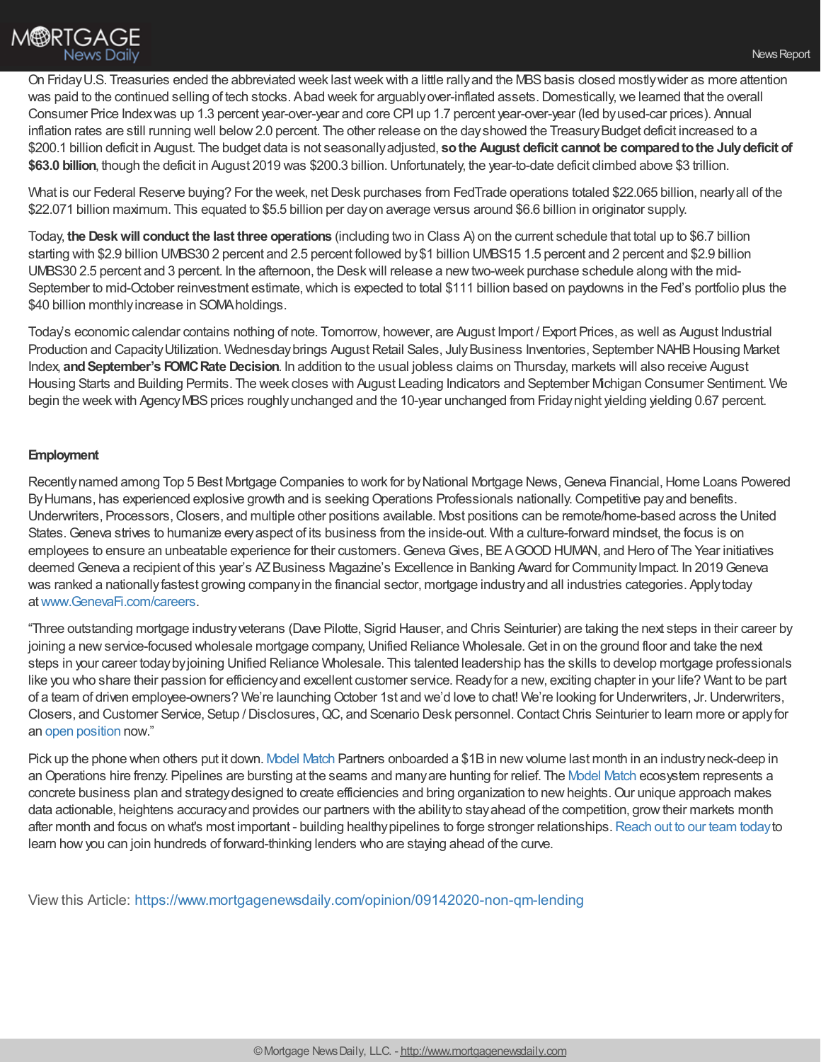On Friday U.S. Treasuries ended the abbreviated week last week with a little rally and the MBS basis closed mostly wider as more attention was paid to the continued selling of tech stocks. A bad week for arguably over-inflated assets. Domestically, we learned that the overall Consumer Price Index was up 1.3 percent year-over-year and core CPI up 1.7 percent year-over-year (led by used-car prices). Annual inflation rates are still running well below 2.0 percent. The other release on the day showed the Treasury Budget deficit increased to a $200.1 billion deficit in August. The budget data is not seasonally adjusted, **so the August deficit cannot be compared to the July deficit of $63.0 billion**, though the deficit in August 2019 was $200.3 billion. Unfortunately, the year-to-date deficit climbed above $3 trillion.

What is our Federal Reserve buying? For the week, net Desk purchases from FedTrade operations totaled $22.065 billion, nearly all of the $22.071 billion maximum. This equated to $5.5 billion per day on average versus around $6.6 billion in originator supply.

Today, **the Desk will conduct the last three operations** (including two in Class A) on the current schedule that total up to $6.7 billion starting with $2.9 billion UMBS30 2 percent and 2.5 percent followed by $1 billion UMBS15 1.5 percent and 2 percent and $2.9 billion UMBS30 2.5 percent and 3 percent. In the afternoon, the Desk will release a new two-week purchase schedule along with the mid-September to mid-October reinvestment estimate, which is expected to total $111 billion based on paydowns in the Fed's portfolio plus the $40 billion monthly increase in SOMA holdings.

Today's economic calendar contains nothing of note. Tomorrow, however, are August Import / Export Prices, as well as August Industrial Production and Capacity Utilization. Wednesday brings August Retail Sales, July Business Inventories, September NAHB Housing Market Index, **and September's FOMC Rate Decision**. In addition to the usual jobless claims on Thursday, markets will also receive August Housing Starts and Building Permits. The week closes with August Leading Indicators and September Michigan Consumer Sentiment. We begin the week with Agency MBS prices roughly unchanged and the 10-year unchanged from Friday night yielding yielding 0.67 percent.

**Employment**

Recently named among Top 5 Best Mortgage Companies to work for by National Mortgage News, Geneva Financial, Home Loans Powered By Humans, has experienced explosive growth and is seeking Operations Professionals nationally. Competitive pay and benefits. Underwriters, Processors, Closers, and multiple other positions available. Most positions can be remote/home-based across the United States. Geneva strives to humanize every aspect of its business from the inside-out. With a culture-forward mindset, the focus is on employees to ensure an unbeatable experience for their customers. Geneva Gives, BE A GOOD HUMAN, and Hero of The Year initiatives deemed Geneva a recipient of this year's AZ Business Magazine's Excellence in Banking Award for Community Impact. In 2019 Geneva was ranked a nationally fastest growing company in the financial sector, mortgage industry and all industries categories. Apply today at www.GenevaFi.com/careers.

"Three outstanding mortgage industry veterans (Dave Pilotte, Sigrid Hauser, and Chris Seinturier) are taking the next steps in their career by joining a new service-focused wholesale mortgage company, Unified Reliance Wholesale. Get in on the ground floor and take the next steps in your career today by joining Unified Reliance Wholesale. This talented leadership has the skills to develop mortgage professionals like you who share their passion for efficiency and excellent customer service. Ready for a new, exciting chapter in your life? Want to be part of a team of driven employee-owners? We're launching October 1st and we'd love to chat! We're looking for Underwriters, Jr. Underwriters, Closers, and Customer Service, Setup / Disclosures, QC, and Scenario Desk personnel. Contact Chris Seinturier to learn more or apply for an open position now."

Pick up the phone when others put it down. Model Match Partners onboarded a $1B in new volume last month in an industry neck-deep in an Operations hire frenzy. Pipelines are bursting at the seams and many are hunting for relief. The Model Match ecosystem represents a concrete business plan and strategy designed to create efficiencies and bring organization to new heights. Our unique approach makes data actionable, heightens accuracy and provides our partners with the ability to stay ahead of the competition, grow their markets month after month and focus on what's most important - building healthy pipelines to forge stronger relationships. Reach out to our team today to learn how you can join hundreds of forward-thinking lenders who are staying ahead of the curve.

View this Article: https://www.mortgagenewsdaily.com/opinion/09142020-non-qm-lending